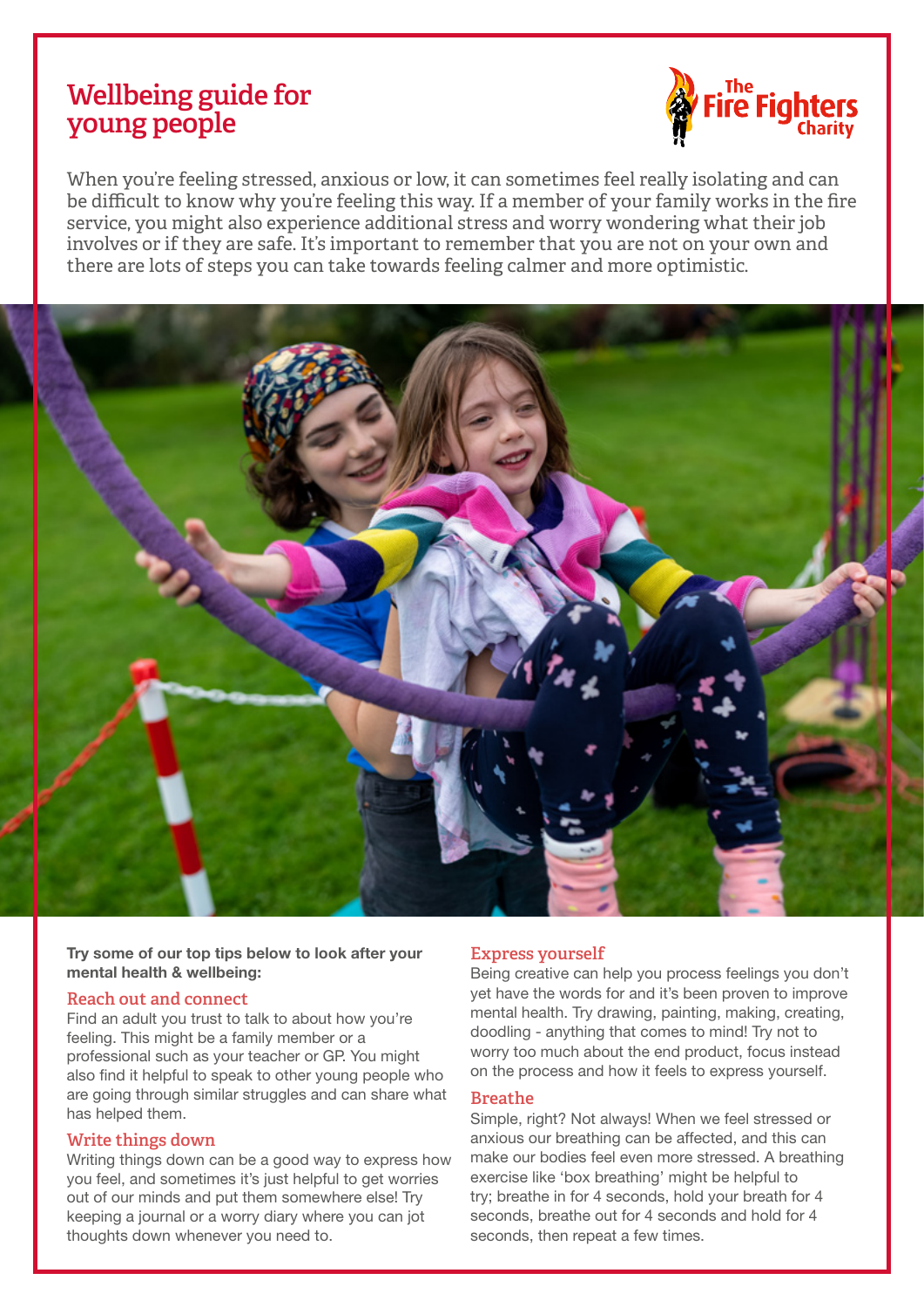# Wellbeing guide for young people

The Fire Fighters Charity

When you're feeling stressed, anxious or low, it can sometimes feel really isolating and can be difficult to know why you're feeling this way. If a member of your family works in the fire service, you might also experience additional stress and worry wondering what their job involves or if they are safe. It's important to remember that you are not on your own and there are lots of steps you can take towards feeling calmer and more optimistic.

**Try some of our top tips below to look after your mental health & wellbeing:**

## Reach out and connect

Find an adult you trust to talk to about how you're feeling. This might be a family member or a professional such as your teacher or GP. You might also find it helpful to speak to other young people who are going through similar struggles and can share what has helped them.

## Write things down

Writing things down can be a good way to express how you feel, and sometimes it's just helpful to get worries out of our minds and put them somewhere else! Try keeping a journal or a worry diary where you can jot thoughts down whenever you need to.

## Express yourself

Being creative can help you process feelings you don't yet have the words for and it's been proven to improve mental health. Try drawing, painting, making, creating, doodling - anything that comes to mind! Try not to worry too much about the end product, focus instead on the process and how it feels to express yourself.

## Breathe

Simple, right? Not always! When we feel stressed or anxious our breathing can be affected, and this can make our bodies feel even more stressed. A breathing exercise like 'box breathing' might be helpful to try; breathe in for 4 seconds, hold your breath for 4 seconds, breathe out for 4 seconds and hold for 4 seconds, then repeat a few times.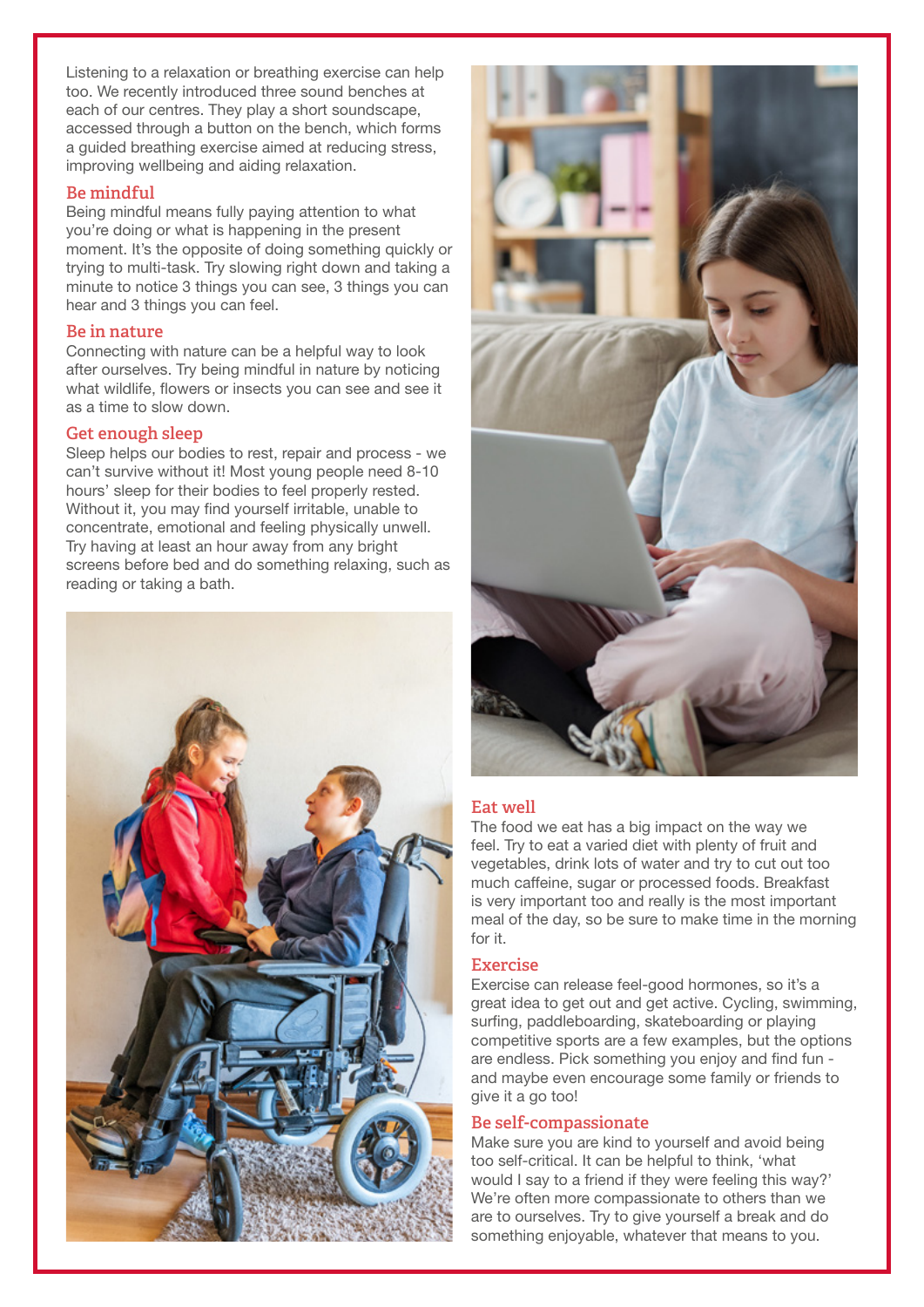Listening to a relaxation or breathing exercise can help too. We recently introduced three sound benches at each of our centres. They play a short soundscape, accessed through a button on the bench, which forms a guided breathing exercise aimed at reducing stress, improving wellbeing and aiding relaxation.

## Be mindful

Being mindful means fully paying attention to what you're doing or what is happening in the present moment. It's the opposite of doing something quickly or trying to multi-task. Try slowing right down and taking a minute to notice 3 things you can see, 3 things you can hear and 3 things you can feel.

## Be in nature

Connecting with nature can be a helpful way to look after ourselves. Try being mindful in nature by noticing what wildlife, flowers or insects you can see and see it as a time to slow down.

## Get enough sleep

Sleep helps our bodies to rest, repair and process - we can't survive without it! Most young people need 8-10 hours' sleep for their bodies to feel properly rested. Without it, you may find yourself irritable, unable to concentrate, emotional and feeling physically unwell. Try having at least an hour away from any bright screens before bed and do something relaxing, such as reading or taking a bath.

## Eat well

The food we eat has a big impact on the way we feel. Try to eat a varied diet with plenty of fruit and vegetables, drink lots of water and try to cut out too much caffeine, sugar or processed foods. Breakfast is very important too and really is the most important meal of the day, so be sure to make time in the morning for it.

## Exercise

Exercise can release feel-good hormones, so it's a great idea to get out and get active. Cycling, swimming, surfing, paddleboarding, skateboarding or playing competitive sports are a few examples, but the options are endless. Pick something you enjoy and find fun - and maybe even encourage some family or friends to give it a go too!

## Be self-compassionate

Make sure you are kind to yourself and avoid being too self-critical. It can be helpful to think, 'what would I say to a friend if they were feeling this way?' We're often more compassionate to others than we are to ourselves. Try to give yourself a break and do something enjoyable, whatever that means to you.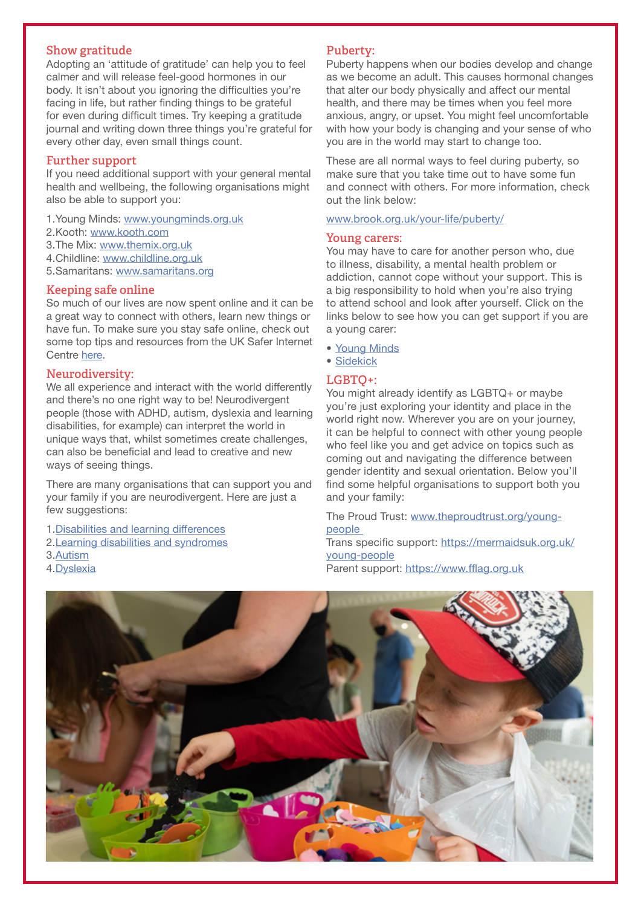## Show gratitude

Adopting an 'attitude of gratitude' can help you to feel calmer and will release feel-good hormones in our body. It isn't about you ignoring the difficulties you're facing in life, but rather finding things to be grateful for even during difficult times. Try keeping a gratitude journal and writing down three things you're grateful for every other day, even small things count.

## Further support

If you need additional support with your general mental health and wellbeing, the following organisations might also be able to support you:

1. Young Minds: www.youngminds.org.uk
2. Kooth: www.kooth.com
3. The Mix: www.themix.org.uk
4. Childline: www.childline.org.uk
5. Samaritans: www.samaritans.org

## Keeping safe online

So much of our lives are now spent online and it can be a great way to connect with others, learn new things or have fun. To make sure you stay safe online, check out some top tips and resources from the UK Safer Internet Centre here.

## Neurodiversity:

We all experience and interact with the world differently and there's no one right way to be! Neurodivergent people (those with ADHD, autism, dyslexia and learning disabilities, for example) can interpret the world in unique ways that, whilst sometimes create challenges, can also be beneficial and lead to creative and new ways of seeing things.

There are many organisations that can support you and your family if you are neurodivergent. Here are just a few suggestions:

1. Disabilities and learning differences
2. Learning disabilities and syndromes
3. Autism
4. Dyslexia

## Puberty:

Puberty happens when our bodies develop and change as we become an adult. This causes hormonal changes that alter our body physically and affect our mental health, and there may be times when you feel more anxious, angry, or upset. You might feel uncomfortable with how your body is changing and your sense of who you are in the world may start to change too.

These are all normal ways to feel during puberty, so make sure that you take time out to have some fun and connect with others. For more information, check out the link below:

www.brook.org.uk/your-life/puberty/

## Young carers:

You may have to care for another person who, due to illness, disability, a mental health problem or addiction, cannot cope without your support. This is a big responsibility to hold when you're also trying to attend school and look after yourself. Click on the links below to see how you can get support if you are a young carer:

- Young Minds
- Sidekick

## LGBTQ+:

You might already identify as LGBTQ+ or maybe you're just exploring your identity and place in the world right now. Wherever you are on your journey, it can be helpful to connect with other young people who feel like you and get advice on topics such as coming out and navigating the difference between gender identity and sexual orientation. Below you'll find some helpful organisations to support both you and your family:

The Proud Trust: www.theproudtrust.org/young-people
Trans specific support: https://mermaidsuk.org.uk/young-people
Parent support: https://www.fflag.org.uk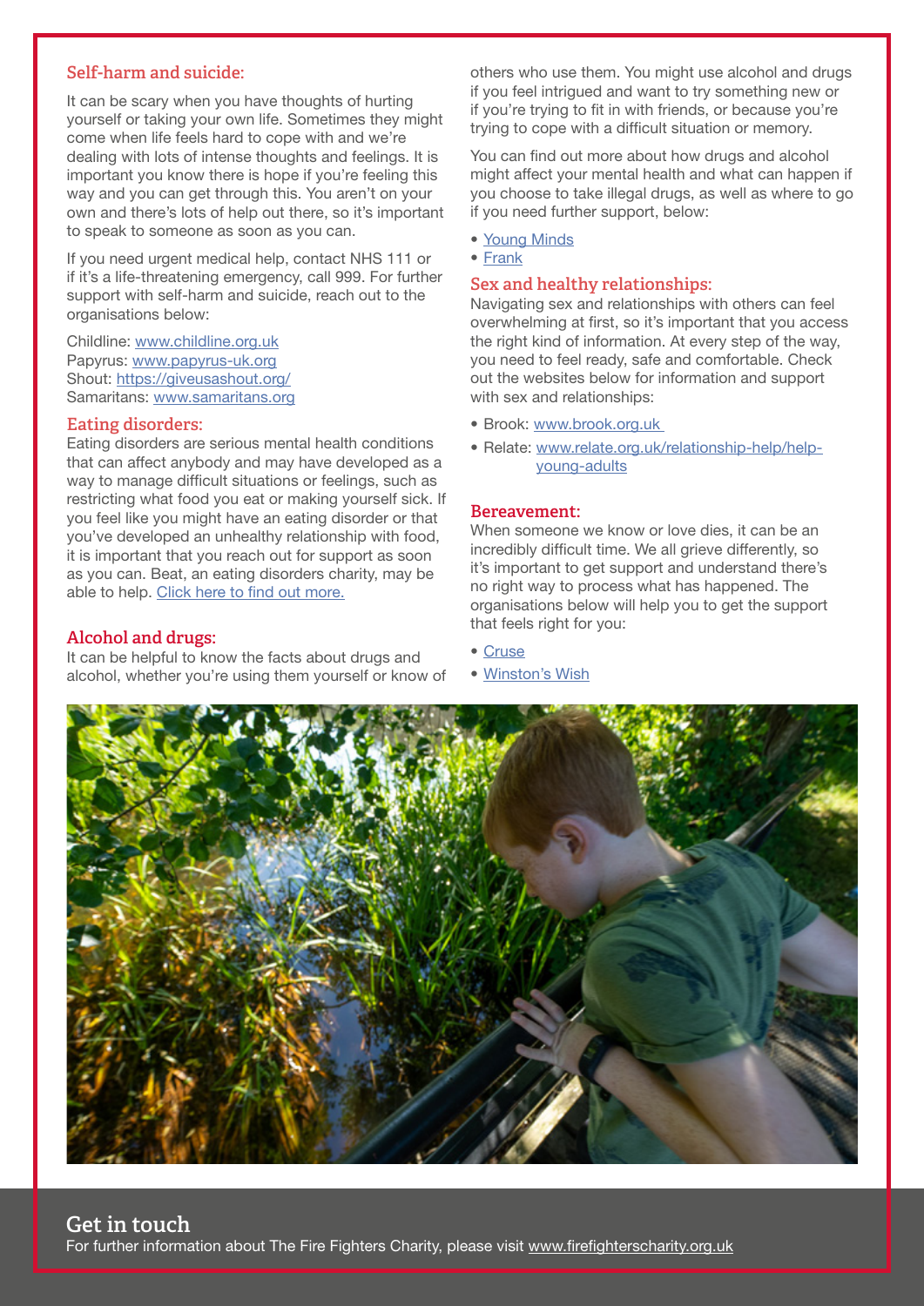## Self-harm and suicide:

It can be scary when you have thoughts of hurting yourself or taking your own life. Sometimes they might come when life feels hard to cope with and we're dealing with lots of intense thoughts and feelings. It is important you know there is hope if you're feeling this way and you can get through this. You aren't on your own and there's lots of help out there, so it's important to speak to someone as soon as you can.

If you need urgent medical help, contact NHS 111 or if it's a life-threatening emergency, call 999. For further support with self-harm and suicide, reach out to the organisations below:

Childline: www.childline.org.uk
Papyrus: www.papyrus-uk.org
Shout: https://giveusashout.org/
Samaritans: www.samaritans.org

## Eating disorders:

Eating disorders are serious mental health conditions that can affect anybody and may have developed as a way to manage difficult situations or feelings, such as restricting what food you eat or making yourself sick. If you feel like you might have an eating disorder or that you've developed an unhealthy relationship with food, it is important that you reach out for support as soon as you can. Beat, an eating disorders charity, may be able to help. Click here to find out more.

## Alcohol and drugs:

It can be helpful to know the facts about drugs and alcohol, whether you're using them yourself or know of others who use them. You might use alcohol and drugs if you feel intrigued and want to try something new or if you're trying to fit in with friends, or because you're trying to cope with a difficult situation or memory.

You can find out more about how drugs and alcohol might affect your mental health and what can happen if you choose to take illegal drugs, as well as where to go if you need further support, below:

- Young Minds
- Frank

## Sex and healthy relationships:

Navigating sex and relationships with others can feel overwhelming at first, so it's important that you access the right kind of information. At every step of the way, you need to feel ready, safe and comfortable. Check out the websites below for information and support with sex and relationships:

- Brook: www.brook.org.uk
- Relate: www.relate.org.uk/relationship-help/help-young-adults

## Bereavement:

When someone we know or love dies, it can be an incredibly difficult time. We all grieve differently, so it's important to get support and understand there's no right way to process what has happened. The organisations below will help you to get the support that feels right for you:

- Cruse
- Winston's Wish

## Get in touch

For further information about The Fire Fighters Charity, please visit www.firefighterscharity.org.uk